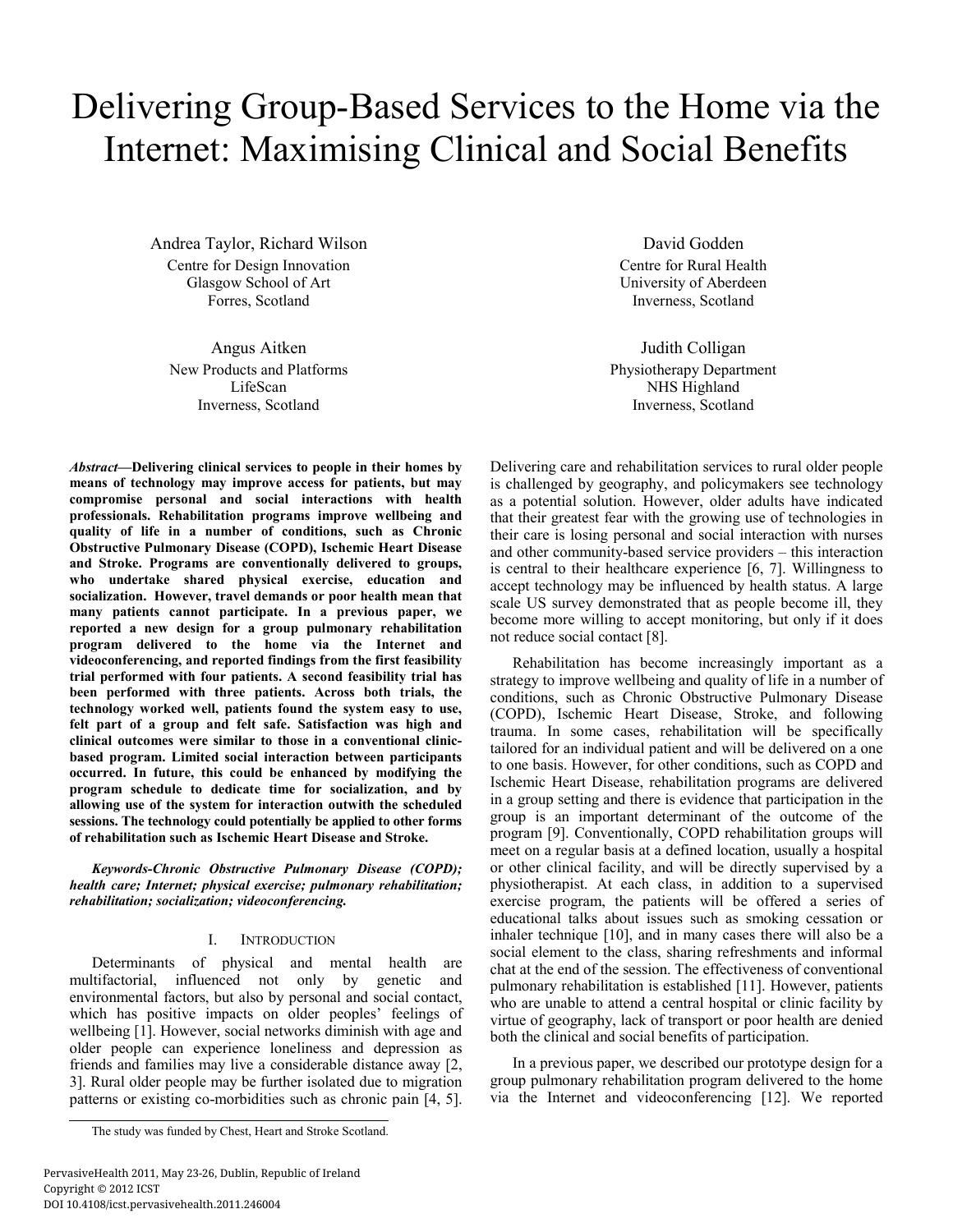# Delivering Group-Based Services to the Home via the Internet: Maximising Clinical and Social Benefits

Andrea Taylor, Richard Wilson
Centre for Design Innovation
Glasgow School of Art
Forres, Scotland

David Godden
Centre for Rural Health
University of Aberdeen
Inverness, Scotland

Angus Aitken
New Products and Platforms
LifeScan
Inverness, Scotland

Judith Colligan
Physiotherapy Department
NHS Highland
Inverness, Scotland

***Abstract*—Delivering clinical services to people in their homes by means of technology may improve access for patients, but may compromise personal and social interactions with health professionals. Rehabilitation programs improve wellbeing and quality of life in a number of conditions, such as Chronic Obstructive Pulmonary Disease (COPD), Ischemic Heart Disease and Stroke. Programs are conventionally delivered to groups, who undertake shared physical exercise, education and socialization. However, travel demands or poor health mean that many patients cannot participate. In a previous paper, we reported a new design for a group pulmonary rehabilitation program delivered to the home via the Internet and videoconferencing, and reported findings from the first feasibility trial performed with four patients. A second feasibility trial has been performed with three patients. Across both trials, the technology worked well, patients found the system easy to use, felt part of a group and felt safe. Satisfaction was high and clinical outcomes were similar to those in a conventional clinic-based program. Limited social interaction between participants occurred. In future, this could be enhanced by modifying the program schedule to dedicate time for socialization, and by allowing use of the system for interaction outwith the scheduled sessions. The technology could potentially be applied to other forms of rehabilitation such as Ischemic Heart Disease and Stroke.**

***Keywords-Chronic Obstructive Pulmonary Disease (COPD); health care; Internet; physical exercise; pulmonary rehabilitation; rehabilitation; socialization; videoconferencing.***

## I. Introduction

Determinants of physical and mental health are multifactorial, influenced not only by genetic and environmental factors, but also by personal and social contact, which has positive impacts on older peoples' feelings of wellbeing [1]. However, social networks diminish with age and older people can experience loneliness and depression as friends and families may live a considerable distance away [2, 3]. Rural older people may be further isolated due to migration patterns or existing co-morbidities such as chronic pain [4, 5]. Delivering care and rehabilitation services to rural older people is challenged by geography, and policymakers see technology as a potential solution. However, older adults have indicated that their greatest fear with the growing use of technologies in their care is losing personal and social interaction with nurses and other community-based service providers – this interaction is central to their healthcare experience [6, 7]. Willingness to accept technology may be influenced by health status. A large scale US survey demonstrated that as people become ill, they become more willing to accept monitoring, but only if it does not reduce social contact [8].

Rehabilitation has become increasingly important as a strategy to improve wellbeing and quality of life in a number of conditions, such as Chronic Obstructive Pulmonary Disease (COPD), Ischemic Heart Disease, Stroke, and following trauma. In some cases, rehabilitation will be specifically tailored for an individual patient and will be delivered on a one to one basis. However, for other conditions, such as COPD and Ischemic Heart Disease, rehabilitation programs are delivered in a group setting and there is evidence that participation in the group is an important determinant of the outcome of the program [9]. Conventionally, COPD rehabilitation groups will meet on a regular basis at a defined location, usually a hospital or other clinical facility, and will be directly supervised by a physiotherapist. At each class, in addition to a supervised exercise program, the patients will be offered a series of educational talks about issues such as smoking cessation or inhaler technique [10], and in many cases there will also be a social element to the class, sharing refreshments and informal chat at the end of the session. The effectiveness of conventional pulmonary rehabilitation is established [11]. However, patients who are unable to attend a central hospital or clinic facility by virtue of geography, lack of transport or poor health are denied both the clinical and social benefits of participation.

In a previous paper, we described our prototype design for a group pulmonary rehabilitation program delivered to the home via the Internet and videoconferencing [12]. We reported

The study was funded by Chest, Heart and Stroke Scotland.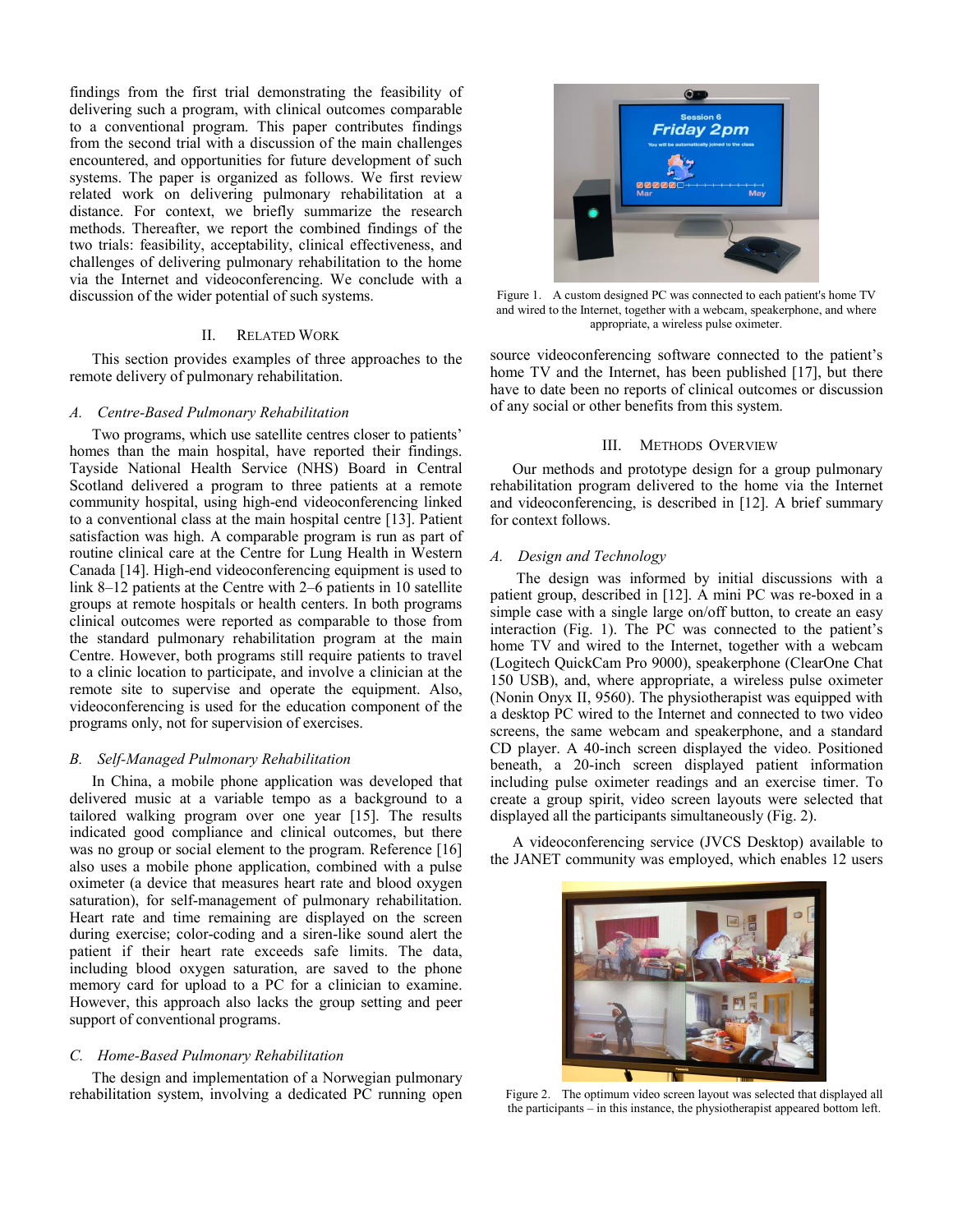findings from the first trial demonstrating the feasibility of delivering such a program, with clinical outcomes comparable to a conventional program. This paper contributes findings from the second trial with a discussion of the main challenges encountered, and opportunities for future development of such systems. The paper is organized as follows. We first review related work on delivering pulmonary rehabilitation at a distance. For context, we briefly summarize the research methods. Thereafter, we report the combined findings of the two trials: feasibility, acceptability, clinical effectiveness, and challenges of delivering pulmonary rehabilitation to the home via the Internet and videoconferencing. We conclude with a discussion of the wider potential of such systems.

## II. Related Work

This section provides examples of three approaches to the remote delivery of pulmonary rehabilitation.

### A. Centre-Based Pulmonary Rehabilitation

Two programs, which use satellite centres closer to patients' homes than the main hospital, have reported their findings. Tayside National Health Service (NHS) Board in Central Scotland delivered a program to three patients at a remote community hospital, using high-end videoconferencing linked to a conventional class at the main hospital centre [13]. Patient satisfaction was high. A comparable program is run as part of routine clinical care at the Centre for Lung Health in Western Canada [14]. High-end videoconferencing equipment is used to link 8–12 patients at the Centre with 2–6 patients in 10 satellite groups at remote hospitals or health centers. In both programs clinical outcomes were reported as comparable to those from the standard pulmonary rehabilitation program at the main Centre. However, both programs still require patients to travel to a clinic location to participate, and involve a clinician at the remote site to supervise and operate the equipment. Also, videoconferencing is used for the education component of the programs only, not for supervision of exercises.

### B. Self-Managed Pulmonary Rehabilitation

In China, a mobile phone application was developed that delivered music at a variable tempo as a background to a tailored walking program over one year [15]. The results indicated good compliance and clinical outcomes, but there was no group or social element to the program. Reference [16] also uses a mobile phone application, combined with a pulse oximeter (a device that measures heart rate and blood oxygen saturation), for self-management of pulmonary rehabilitation. Heart rate and time remaining are displayed on the screen during exercise; color-coding and a siren-like sound alert the patient if their heart rate exceeds safe limits. The data, including blood oxygen saturation, are saved to the phone memory card for upload to a PC for a clinician to examine. However, this approach also lacks the group setting and peer support of conventional programs.

### C. Home-Based Pulmonary Rehabilitation

The design and implementation of a Norwegian pulmonary rehabilitation system, involving a dedicated PC running open source videoconferencing software connected to the patient's home TV and the Internet, has been published [17], but there have to date been no reports of clinical outcomes or discussion of any social or other benefits from this system.

Figure 1. A custom designed PC was connected to each patient's home TV and wired to the Internet, together with a webcam, speakerphone, and where appropriate, a wireless pulse oximeter.

## III. Methods Overview

Our methods and prototype design for a group pulmonary rehabilitation program delivered to the home via the Internet and videoconferencing, is described in [12]. A brief summary for context follows.

### A. Design and Technology

The design was informed by initial discussions with a patient group, described in [12]. A mini PC was re-boxed in a simple case with a single large on/off button, to create an easy interaction (Fig. 1). The PC was connected to the patient's home TV and wired to the Internet, together with a webcam (Logitech QuickCam Pro 9000), speakerphone (ClearOne Chat 150 USB), and, where appropriate, a wireless pulse oximeter (Nonin Onyx II, 9560). The physiotherapist was equipped with a desktop PC wired to the Internet and connected to two video screens, the same webcam and speakerphone, and a standard CD player. A 40-inch screen displayed the video. Positioned beneath, a 20-inch screen displayed patient information including pulse oximeter readings and an exercise timer. To create a group spirit, video screen layouts were selected that displayed all the participants simultaneously (Fig. 2).

A videoconferencing service (JVCS Desktop) available to the JANET community was employed, which enables 12 users

Figure 2. The optimum video screen layout was selected that displayed all the participants – in this instance, the physiotherapist appeared bottom left.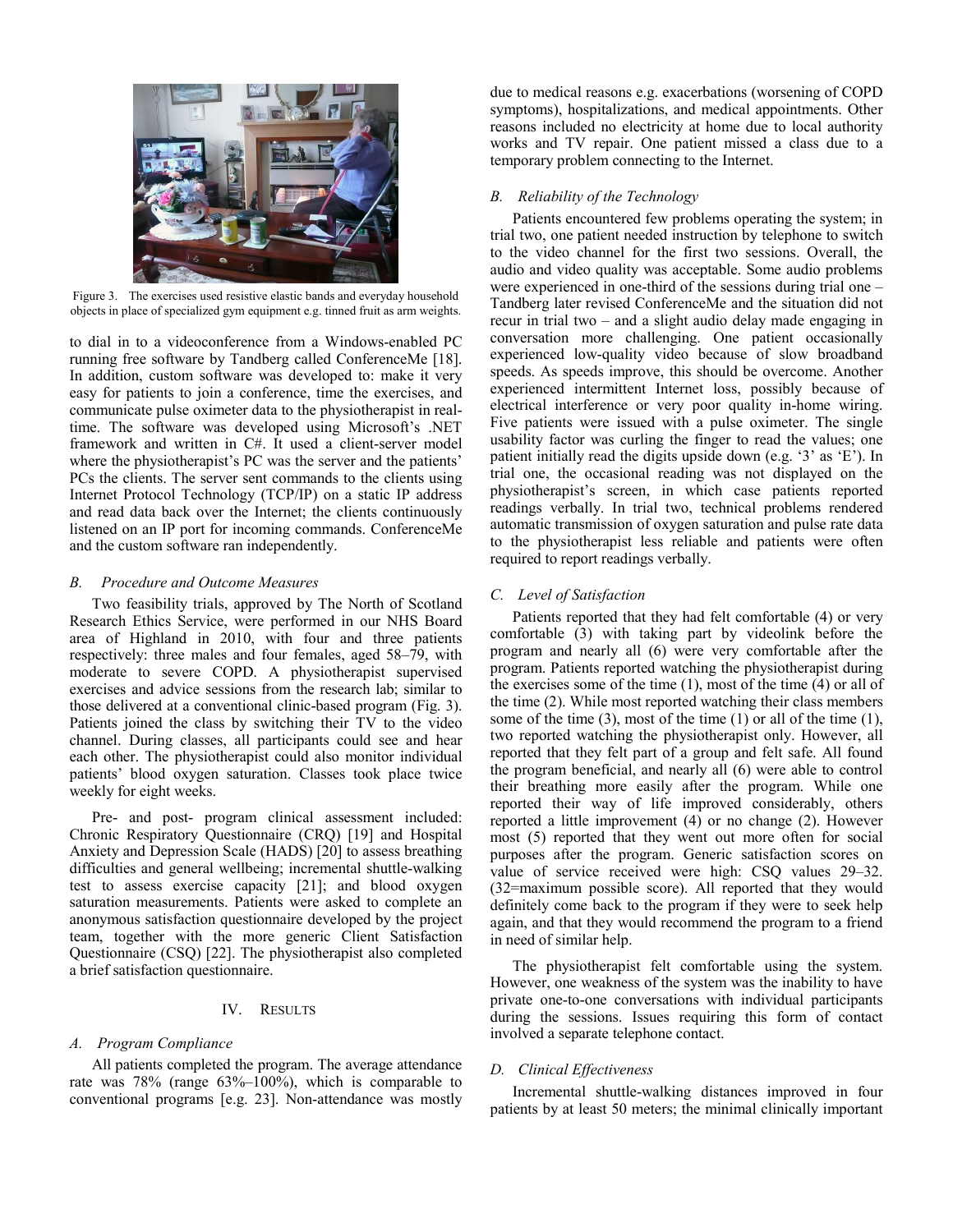Figure 3. The exercises used resistive elastic bands and everyday household objects in place of specialized gym equipment e.g. tinned fruit as arm weights.

to dial in to a videoconference from a Windows-enabled PC running free software by Tandberg called ConferenceMe [18]. In addition, custom software was developed to: make it very easy for patients to join a conference, time the exercises, and communicate pulse oximeter data to the physiotherapist in real-time. The software was developed using Microsoft's .NET framework and written in C#. It used a client-server model where the physiotherapist's PC was the server and the patients' PCs the clients. The server sent commands to the clients using Internet Protocol Technology (TCP/IP) on a static IP address and read data back over the Internet; the clients continuously listened on an IP port for incoming commands. ConferenceMe and the custom software ran independently.

### *B. Procedure and Outcome Measures*

Two feasibility trials, approved by The North of Scotland Research Ethics Service, were performed in our NHS Board area of Highland in 2010, with four and three patients respectively: three males and four females, aged 58–79, with moderate to severe COPD. A physiotherapist supervised exercises and advice sessions from the research lab; similar to those delivered at a conventional clinic-based program (Fig. 3). Patients joined the class by switching their TV to the video channel. During classes, all participants could see and hear each other. The physiotherapist could also monitor individual patients' blood oxygen saturation. Classes took place twice weekly for eight weeks.

Pre- and post- program clinical assessment included: Chronic Respiratory Questionnaire (CRQ) [19] and Hospital Anxiety and Depression Scale (HADS) [20] to assess breathing difficulties and general wellbeing; incremental shuttle-walking test to assess exercise capacity [21]; and blood oxygen saturation measurements. Patients were asked to complete an anonymous satisfaction questionnaire developed by the project team, together with the more generic Client Satisfaction Questionnaire (CSQ) [22]. The physiotherapist also completed a brief satisfaction questionnaire.

## IV. RESULTS

### *A. Program Compliance*

All patients completed the program. The average attendance rate was 78% (range 63%–100%), which is comparable to conventional programs [e.g. 23]. Non-attendance was mostly due to medical reasons e.g. exacerbations (worsening of COPD symptoms), hospitalizations, and medical appointments. Other reasons included no electricity at home due to local authority works and TV repair. One patient missed a class due to a temporary problem connecting to the Internet.

### *B. Reliability of the Technology*

Patients encountered few problems operating the system; in trial two, one patient needed instruction by telephone to switch to the video channel for the first two sessions. Overall, the audio and video quality was acceptable. Some audio problems were experienced in one-third of the sessions during trial one – Tandberg later revised ConferenceMe and the situation did not recur in trial two – and a slight audio delay made engaging in conversation more challenging. One patient occasionally experienced low-quality video because of slow broadband speeds. As speeds improve, this should be overcome. Another experienced intermittent Internet loss, possibly because of electrical interference or very poor quality in-home wiring. Five patients were issued with a pulse oximeter. The single usability factor was curling the finger to read the values; one patient initially read the digits upside down (e.g. '3' as 'E'). In trial one, the occasional reading was not displayed on the physiotherapist's screen, in which case patients reported readings verbally. In trial two, technical problems rendered automatic transmission of oxygen saturation and pulse rate data to the physiotherapist less reliable and patients were often required to report readings verbally.

### *C. Level of Satisfaction*

Patients reported that they had felt comfortable (4) or very comfortable (3) with taking part by videolink before the program and nearly all (6) were very comfortable after the program. Patients reported watching the physiotherapist during the exercises some of the time (1), most of the time (4) or all of the time (2). While most reported watching their class members some of the time (3), most of the time (1) or all of the time (1), two reported watching the physiotherapist only. However, all reported that they felt part of a group and felt safe. All found the program beneficial, and nearly all (6) were able to control their breathing more easily after the program. While one reported their way of life improved considerably, others reported a little improvement (4) or no change (2). However most (5) reported that they went out more often for social purposes after the program. Generic satisfaction scores on value of service received were high: CSQ values 29–32. (32=maximum possible score). All reported that they would definitely come back to the program if they were to seek help again, and that they would recommend the program to a friend in need of similar help.

The physiotherapist felt comfortable using the system. However, one weakness of the system was the inability to have private one-to-one conversations with individual participants during the sessions. Issues requiring this form of contact involved a separate telephone contact.

### *D. Clinical Effectiveness*

Incremental shuttle-walking distances improved in four patients by at least 50 meters; the minimal clinically important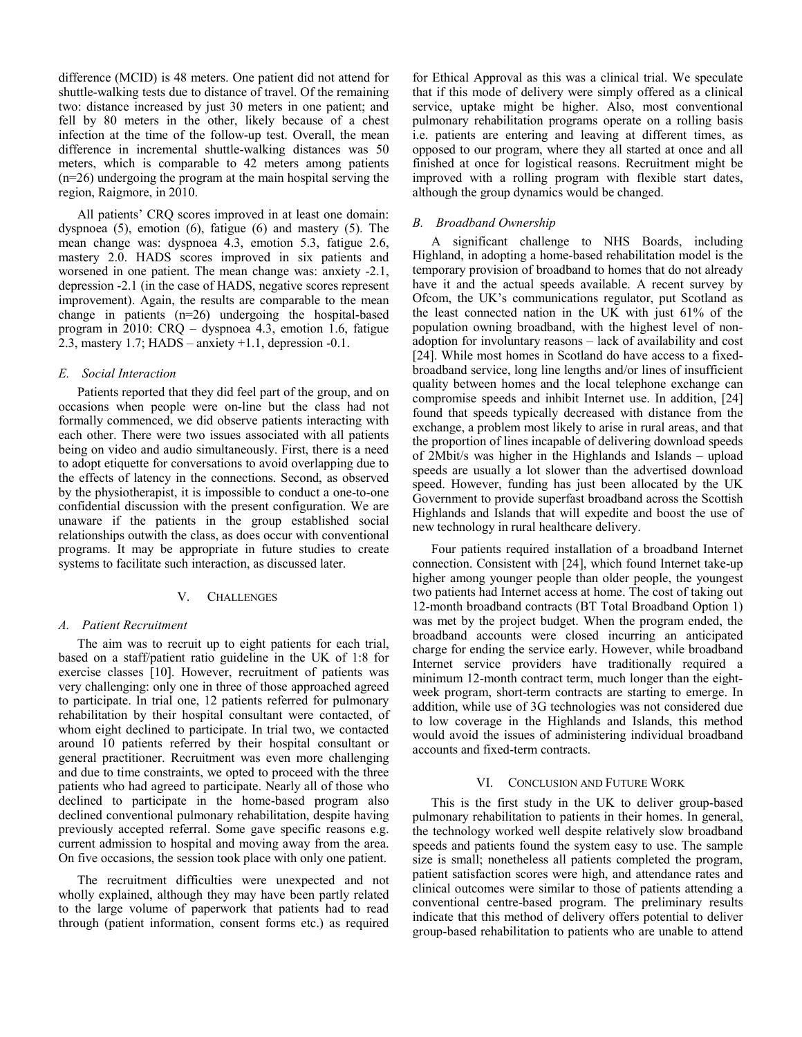difference (MCID) is 48 meters. One patient did not attend for shuttle-walking tests due to distance of travel. Of the remaining two: distance increased by just 30 meters in one patient; and fell by 80 meters in the other, likely because of a chest infection at the time of the follow-up test. Overall, the mean difference in incremental shuttle-walking distances was 50 meters, which is comparable to 42 meters among patients (n=26) undergoing the program at the main hospital serving the region, Raigmore, in 2010.

All patients' CRQ scores improved in at least one domain: dyspnoea (5), emotion (6), fatigue (6) and mastery (5). The mean change was: dyspnoea 4.3, emotion 5.3, fatigue 2.6, mastery 2.0. HADS scores improved in six patients and worsened in one patient. The mean change was: anxiety -2.1, depression -2.1 (in the case of HADS, negative scores represent improvement). Again, the results are comparable to the mean change in patients (n=26) undergoing the hospital-based program in 2010: CRQ – dyspnoea 4.3, emotion 1.6, fatigue 2.3, mastery 1.7; HADS – anxiety +1.1, depression -0.1.

### *E. Social Interaction*

Patients reported that they did feel part of the group, and on occasions when people were on-line but the class had not formally commenced, we did observe patients interacting with each other. There were two issues associated with all patients being on video and audio simultaneously. First, there is a need to adopt etiquette for conversations to avoid overlapping due to the effects of latency in the connections. Second, as observed by the physiotherapist, it is impossible to conduct a one-to-one confidential discussion with the present configuration. We are unaware if the patients in the group established social relationships outwith the class, as does occur with conventional programs. It may be appropriate in future studies to create systems to facilitate such interaction, as discussed later.

## V. Challenges

### *A. Patient Recruitment*

The aim was to recruit up to eight patients for each trial, based on a staff/patient ratio guideline in the UK of 1:8 for exercise classes [10]. However, recruitment of patients was very challenging: only one in three of those approached agreed to participate. In trial one, 12 patients referred for pulmonary rehabilitation by their hospital consultant were contacted, of whom eight declined to participate. In trial two, we contacted around 10 patients referred by their hospital consultant or general practitioner. Recruitment was even more challenging and due to time constraints, we opted to proceed with the three patients who had agreed to participate. Nearly all of those who declined to participate in the home-based program also declined conventional pulmonary rehabilitation, despite having previously accepted referral. Some gave specific reasons e.g. current admission to hospital and moving away from the area. On five occasions, the session took place with only one patient.

The recruitment difficulties were unexpected and not wholly explained, although they may have been partly related to the large volume of paperwork that patients had to read through (patient information, consent forms etc.) as required for Ethical Approval as this was a clinical trial. We speculate that if this mode of delivery were simply offered as a clinical service, uptake might be higher. Also, most conventional pulmonary rehabilitation programs operate on a rolling basis i.e. patients are entering and leaving at different times, as opposed to our program, where they all started at once and all finished at once for logistical reasons. Recruitment might be improved with a rolling program with flexible start dates, although the group dynamics would be changed.

### *B. Broadband Ownership*

A significant challenge to NHS Boards, including Highland, in adopting a home-based rehabilitation model is the temporary provision of broadband to homes that do not already have it and the actual speeds available. A recent survey by Ofcom, the UK's communications regulator, put Scotland as the least connected nation in the UK with just 61% of the population owning broadband, with the highest level of non-adoption for involuntary reasons – lack of availability and cost [24]. While most homes in Scotland do have access to a fixed-broadband service, long line lengths and/or lines of insufficient quality between homes and the local telephone exchange can compromise speeds and inhibit Internet use. In addition, [24] found that speeds typically decreased with distance from the exchange, a problem most likely to arise in rural areas, and that the proportion of lines incapable of delivering download speeds of 2Mbit/s was higher in the Highlands and Islands – upload speeds are usually a lot slower than the advertised download speed. However, funding has just been allocated by the UK Government to provide superfast broadband across the Scottish Highlands and Islands that will expedite and boost the use of new technology in rural healthcare delivery.

Four patients required installation of a broadband Internet connection. Consistent with [24], which found Internet take-up higher among younger people than older people, the youngest two patients had Internet access at home. The cost of taking out 12-month broadband contracts (BT Total Broadband Option 1) was met by the project budget. When the program ended, the broadband accounts were closed incurring an anticipated charge for ending the service early. However, while broadband Internet service providers have traditionally required a minimum 12-month contract term, much longer than the eight-week program, short-term contracts are starting to emerge. In addition, while use of 3G technologies was not considered due to low coverage in the Highlands and Islands, this method would avoid the issues of administering individual broadband accounts and fixed-term contracts.

## VI. Conclusion and Future Work

This is the first study in the UK to deliver group-based pulmonary rehabilitation to patients in their homes. In general, the technology worked well despite relatively slow broadband speeds and patients found the system easy to use. The sample size is small; nonetheless all patients completed the program, patient satisfaction scores were high, and attendance rates and clinical outcomes were similar to those of patients attending a conventional centre-based program. The preliminary results indicate that this method of delivery offers potential to deliver group-based rehabilitation to patients who are unable to attend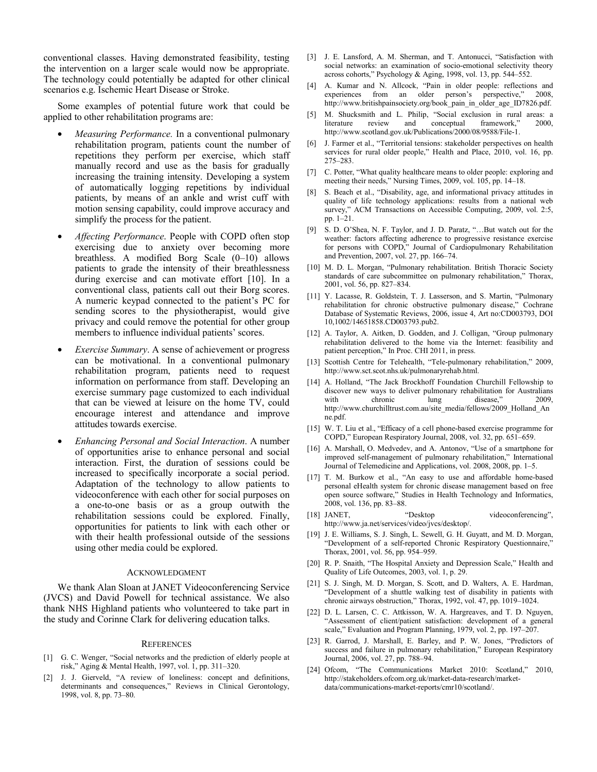conventional classes. Having demonstrated feasibility, testing the intervention on a larger scale would now be appropriate. The technology could potentially be adapted for other clinical scenarios e.g. Ischemic Heart Disease or Stroke.

Some examples of potential future work that could be applied to other rehabilitation programs are:

- *Measuring Performance.* In a conventional pulmonary rehabilitation program, patients count the number of repetitions they perform per exercise, which staff manually record and use as the basis for gradually increasing the training intensity. Developing a system of automatically logging repetitions by individual patients, by means of an ankle and wrist cuff with motion sensing capability, could improve accuracy and simplify the process for the patient.
- *Affecting Performance*. People with COPD often stop exercising due to anxiety over becoming more breathless. A modified Borg Scale (0–10) allows patients to grade the intensity of their breathlessness during exercise and can motivate effort [10]. In a conventional class, patients call out their Borg scores. A numeric keypad connected to the patient's PC for sending scores to the physiotherapist, would give privacy and could remove the potential for other group members to influence individual patients' scores.
- *Exercise Summary*. A sense of achievement or progress can be motivational. In a conventional pulmonary rehabilitation program, patients need to request information on performance from staff. Developing an exercise summary page customized to each individual that can be viewed at leisure on the home TV, could encourage interest and attendance and improve attitudes towards exercise.
- *Enhancing Personal and Social Interaction*. A number of opportunities arise to enhance personal and social interaction. First, the duration of sessions could be increased to specifically incorporate a social period. Adaptation of the technology to allow patients to videoconference with each other for social purposes on a one-to-one basis or as a group outwith the rehabilitation sessions could be explored. Finally, opportunities for patients to link with each other or with their health professional outside of the sessions using other media could be explored.

## Acknowledgment

We thank Alan Sloan at JANET Videoconferencing Service (JVCS) and David Powell for technical assistance. We also thank NHS Highland patients who volunteered to take part in the study and Corinne Clark for delivering education talks.

## References

[1] G. C. Wenger, "Social networks and the prediction of elderly people at risk," Aging & Mental Health, 1997, vol. 1, pp. 311–320.

[2] J. J. Gierveld, "A review of loneliness: concept and definitions, determinants and consequences," Reviews in Clinical Gerontology, 1998, vol. 8, pp. 73–80.

[3] J. E. Lansford, A. M. Sherman, and T. Antonucci, "Satisfaction with social networks: an examination of socio-emotional selectivity theory across cohorts," Psychology & Aging, 1998, vol. 13, pp. 544–552.

[4] A. Kumar and N. Allcock, "Pain in older people: reflections and experiences from an older person's perspective," 2008, http://www.britishpainsociety.org/book_pain_in_older_age_ID7826.pdf.

[5] M. Shucksmith and L. Philip, "Social exclusion in rural areas: a literature review and conceptual framework," 2000, http://www.scotland.gov.uk/Publications/2000/08/9588/File-1.

[6] J. Farmer et al., "Territorial tensions: stakeholder perspectives on health services for rural older people," Health and Place, 2010, vol. 16, pp. 275–283.

[7] C. Potter, "What quality healthcare means to older people: exploring and meeting their needs," Nursing Times, 2009, vol. 105, pp. 14–18.

[8] S. Beach et al., "Disability, age, and informational privacy attitudes in quality of life technology applications: results from a national web survey," ACM Transactions on Accessible Computing, 2009, vol. 2:5, pp. 1–21.

[9] S. D. O'Shea, N. F. Taylor, and J. D. Paratz, "…But watch out for the weather: factors affecting adherence to progressive resistance exercise for persons with COPD," Journal of Cardiopulmonary Rehabilitation and Prevention, 2007, vol. 27, pp. 166–74.

[10] M. D. L. Morgan, "Pulmonary rehabilitation. British Thoracic Society standards of care subcommittee on pulmonary rehabilitation," Thorax, 2001, vol. 56, pp. 827–834.

[11] Y. Lacasse, R. Goldstein, T. J. Lasserson, and S. Martin, "Pulmonary rehabilitation for chronic obstructive pulmonary disease," Cochrane Database of Systematic Reviews, 2006, issue 4, Art no:CD003793, DOI 10,1002/14651858.CD003793.pub2.

[12] A. Taylor, A. Aitken, D. Godden, and J. Colligan, "Group pulmonary rehabilitation delivered to the home via the Internet: feasibility and patient perception," In Proc. CHI 2011, in press.

[13] Scottish Centre for Telehealth, "Tele-pulmonary rehabilitation," 2009, http://www.sct.scot.nhs.uk/pulmonaryrehab.html.

[14] A. Holland, "The Jack Brockhoff Foundation Churchill Fellowship to discover new ways to deliver pulmonary rehabilitation for Australians with chronic lung disease," 2009, http://www.churchilltrust.com.au/site_media/fellows/2009_Holland_Anne.pdf.

[15] W. T. Liu et al., "Efficacy of a cell phone-based exercise programme for COPD," European Respiratory Journal, 2008, vol. 32, pp. 651–659.

[16] A. Marshall, O. Medvedev, and A. Antonov, "Use of a smartphone for improved self-management of pulmonary rehabilitation," International Journal of Telemedicine and Applications, vol. 2008, 2008, pp. 1–5.

[17] T. M. Burkow et al., "An easy to use and affordable home-based personal eHealth system for chronic disease management based on free open source software," Studies in Health Technology and Informatics, 2008, vol. 136, pp. 83–88.

[18] JANET, "Desktop videoconferencing", http://www.ja.net/services/video/jvcs/desktop/.

[19] J. E. Williams, S. J. Singh, L. Sewell, G. H. Guyatt, and M. D. Morgan, "Development of a self-reported Chronic Respiratory Questionnaire," Thorax, 2001, vol. 56, pp. 954–959.

[20] R. P. Snaith, "The Hospital Anxiety and Depression Scale," Health and Quality of Life Outcomes, 2003, vol. 1, p. 29.

[21] S. J. Singh, M. D. Morgan, S. Scott, and D. Walters, A. E. Hardman, "Development of a shuttle walking test of disability in patients with chronic airways obstruction," Thorax, 1992, vol. 47, pp. 1019–1024.

[22] D. L. Larsen, C. C. Attkisson, W. A. Hargreaves, and T. D. Nguyen, "Assessment of client/patient satisfaction: development of a general scale," Evaluation and Program Planning, 1979, vol. 2, pp. 197–207.

[23] R. Garrod, J. Marshall, E. Barley, and P. W. Jones, "Predictors of success and failure in pulmonary rehabilitation," European Respiratory Journal, 2006, vol. 27, pp. 788–94.

[24] Ofcom, "The Communications Market 2010: Scotland," 2010, http://stakeholders.ofcom.org.uk/market-data-research/market-data/communications-market-reports/cmr10/scotland/.